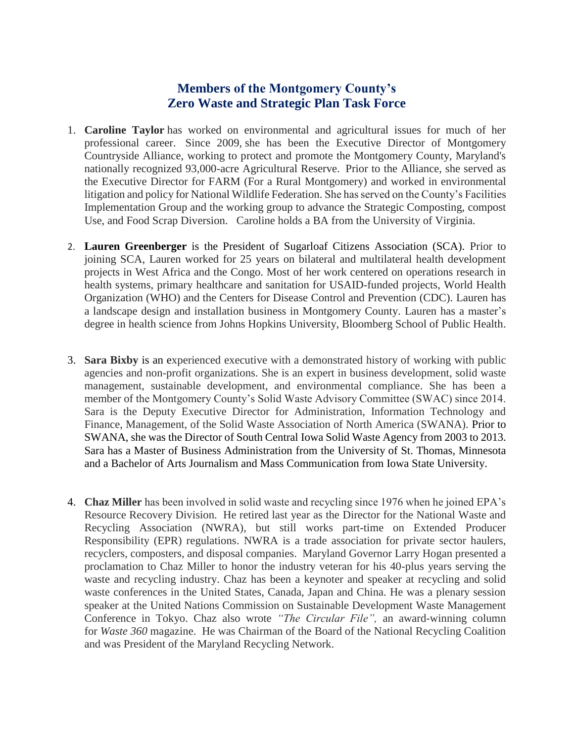# Members of the Montgomery County's Zero Waste and Strategic Plan Task Force

1. **Caroline Taylor** has worked on environmental and agricultural issues for much of her professional career. Since 2009, she has been the Executive Director of Montgomery Countryside Alliance, working to protect and promote the Montgomery County, Maryland's nationally recognized 93,000-acre Agricultural Reserve. Prior to the Alliance, she served as the Executive Director for FARM (For a Rural Montgomery) and worked in environmental litigation and policy for National Wildlife Federation. She has served on the County's Facilities Implementation Group and the working group to advance the Strategic Composting, compost Use, and Food Scrap Diversion. Caroline holds a BA from the University of Virginia.

2. **Lauren Greenberger** is the President of Sugarloaf Citizens Association (SCA). Prior to joining SCA, Lauren worked for 25 years on bilateral and multilateral health development projects in West Africa and the Congo. Most of her work centered on operations research in health systems, primary healthcare and sanitation for USAID-funded projects, World Health Organization (WHO) and the Centers for Disease Control and Prevention (CDC). Lauren has a landscape design and installation business in Montgomery County. Lauren has a master's degree in health science from Johns Hopkins University, Bloomberg School of Public Health.

3. **Sara Bixby** is an experienced executive with a demonstrated history of working with public agencies and non-profit organizations. She is an expert in business development, solid waste management, sustainable development, and environmental compliance. She has been a member of the Montgomery County's Solid Waste Advisory Committee (SWAC) since 2014. Sara is the Deputy Executive Director for Administration, Information Technology and Finance, Management, of the Solid Waste Association of North America (SWANA). Prior to SWANA, she was the Director of South Central Iowa Solid Waste Agency from 2003 to 2013. Sara has a Master of Business Administration from the University of St. Thomas, Minnesota and a Bachelor of Arts Journalism and Mass Communication from Iowa State University.

4. **Chaz Miller** has been involved in solid waste and recycling since 1976 when he joined EPA's Resource Recovery Division. He retired last year as the Director for the National Waste and Recycling Association (NWRA), but still works part-time on Extended Producer Responsibility (EPR) regulations. NWRA is a trade association for private sector haulers, recyclers, composters, and disposal companies. Maryland Governor Larry Hogan presented a proclamation to Chaz Miller to honor the industry veteran for his 40-plus years serving the waste and recycling industry. Chaz has been a keynoter and speaker at recycling and solid waste conferences in the United States, Canada, Japan and China. He was a plenary session speaker at the United Nations Commission on Sustainable Development Waste Management Conference in Tokyo. Chaz also wrote *"The Circular File",* an award-winning column for *Waste 360* magazine. He was Chairman of the Board of the National Recycling Coalition and was President of the Maryland Recycling Network.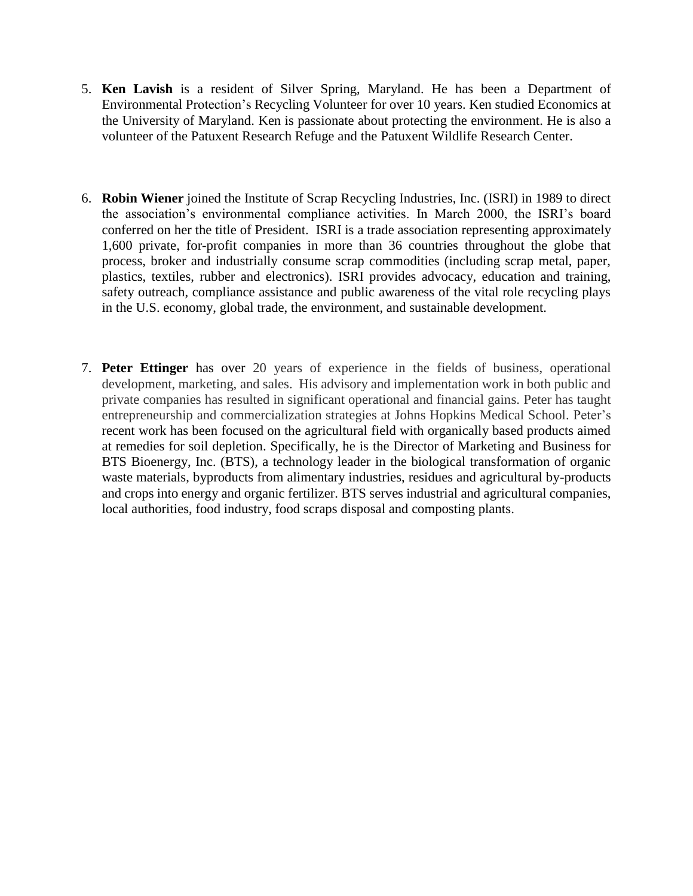5. **Ken Lavish** is a resident of Silver Spring, Maryland. He has been a Department of Environmental Protection's Recycling Volunteer for over 10 years. Ken studied Economics at the University of Maryland. Ken is passionate about protecting the environment. He is also a volunteer of the Patuxent Research Refuge and the Patuxent Wildlife Research Center.

6. **Robin Wiener** joined the Institute of Scrap Recycling Industries, Inc. (ISRI) in 1989 to direct the association's environmental compliance activities. In March 2000, the ISRI's board conferred on her the title of President. ISRI is a trade association representing approximately 1,600 private, for-profit companies in more than 36 countries throughout the globe that process, broker and industrially consume scrap commodities (including scrap metal, paper, plastics, textiles, rubber and electronics). ISRI provides advocacy, education and training, safety outreach, compliance assistance and public awareness of the vital role recycling plays in the U.S. economy, global trade, the environment, and sustainable development.

7. **Peter Ettinger** has over 20 years of experience in the fields of business, operational development, marketing, and sales. His advisory and implementation work in both public and private companies has resulted in significant operational and financial gains. Peter has taught entrepreneurship and commercialization strategies at Johns Hopkins Medical School. Peter's recent work has been focused on the agricultural field with organically based products aimed at remedies for soil depletion. Specifically, he is the Director of Marketing and Business for BTS Bioenergy, Inc. (BTS), a technology leader in the biological transformation of organic waste materials, byproducts from alimentary industries, residues and agricultural by-products and crops into energy and organic fertilizer. BTS serves industrial and agricultural companies, local authorities, food industry, food scraps disposal and composting plants.